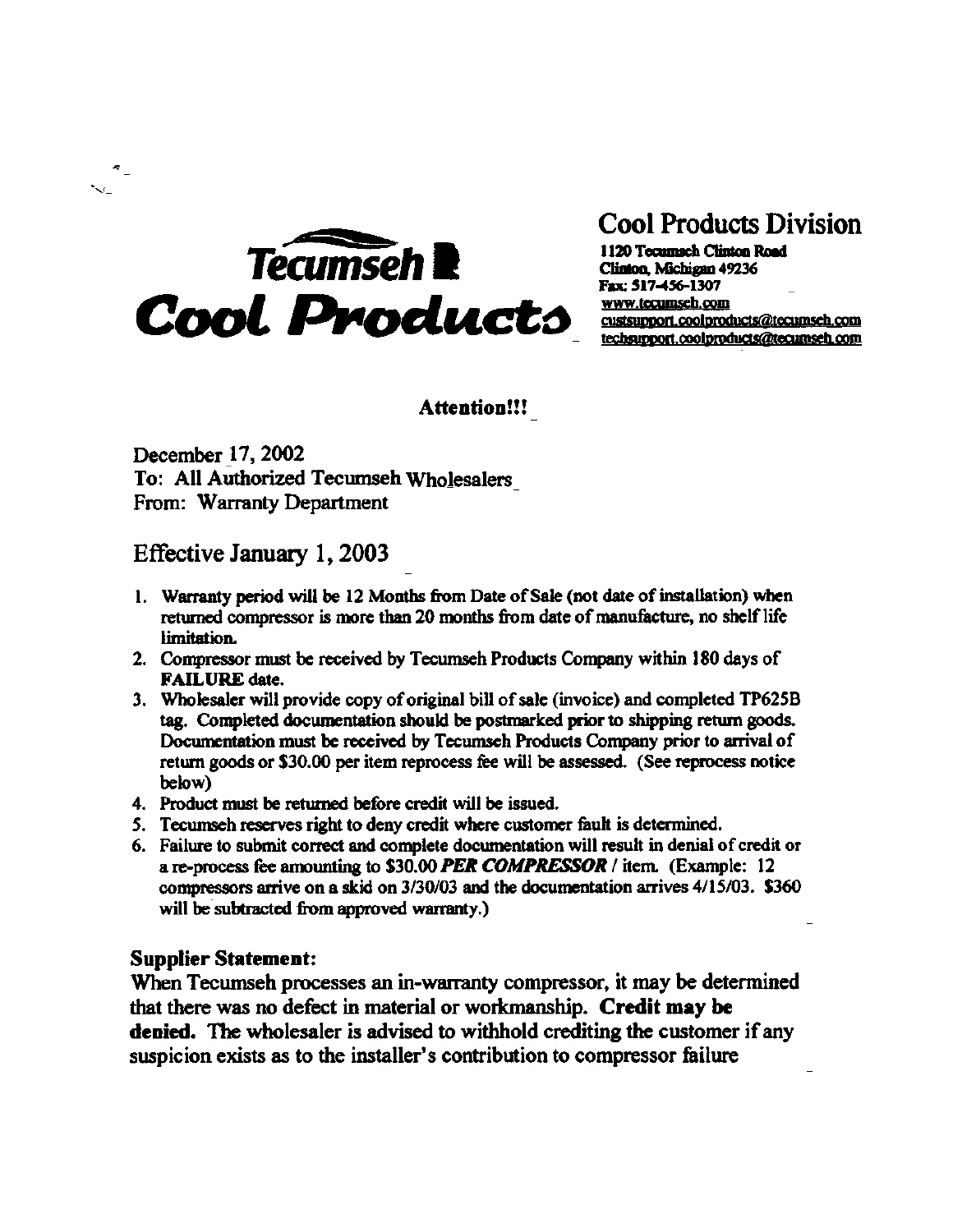# Tecumseh Cool Products

## Cool Products Division

1120 Tecumseh Clinton Road
Clinton, Michigan 49236
Fax: 517-456-1307
www.tecumseh.com
custsupport.coolproducts@tecumseh.com
techsupport.coolproducts@tecumseh.com

**Attention!!!**

December 17, 2002
To: All Authorized Tecumseh Wholesalers
From: Warranty Department

## Effective January 1, 2003

1. Warranty period will be 12 Months from Date of Sale (not date of installation) when returned compressor is more than 20 months from date of manufacture, no shelf life limitation.
2. Compressor must be received by Tecumseh Products Company within 180 days of **FAILURE** date.
3. Wholesaler will provide copy of original bill of sale (invoice) and completed TP625B tag. Completed documentation should be postmarked prior to shipping return goods. Documentation must be received by Tecumseh Products Company prior to arrival of return goods or $30.00 per item reprocess fee will be assessed. (See reprocess notice below)
4. Product must be returned before credit will be issued.
5. Tecumseh reserves right to deny credit where customer fault is determined.
6. Failure to submit correct and complete documentation will result in denial of credit or a re-process fee amounting to $30.00 ***PER COMPRESSOR*** / item. (Example: 12 compressors arrive on a skid on 3/30/03 and the documentation arrives 4/15/03. $360 will be subtracted from approved warranty.)

**Supplier Statement:**

When Tecumseh processes an in-warranty compressor, it may be determined that there was no defect in material or workmanship. **Credit may be denied.** The wholesaler is advised to withhold crediting the customer if any suspicion exists as to the installer's contribution to compressor failure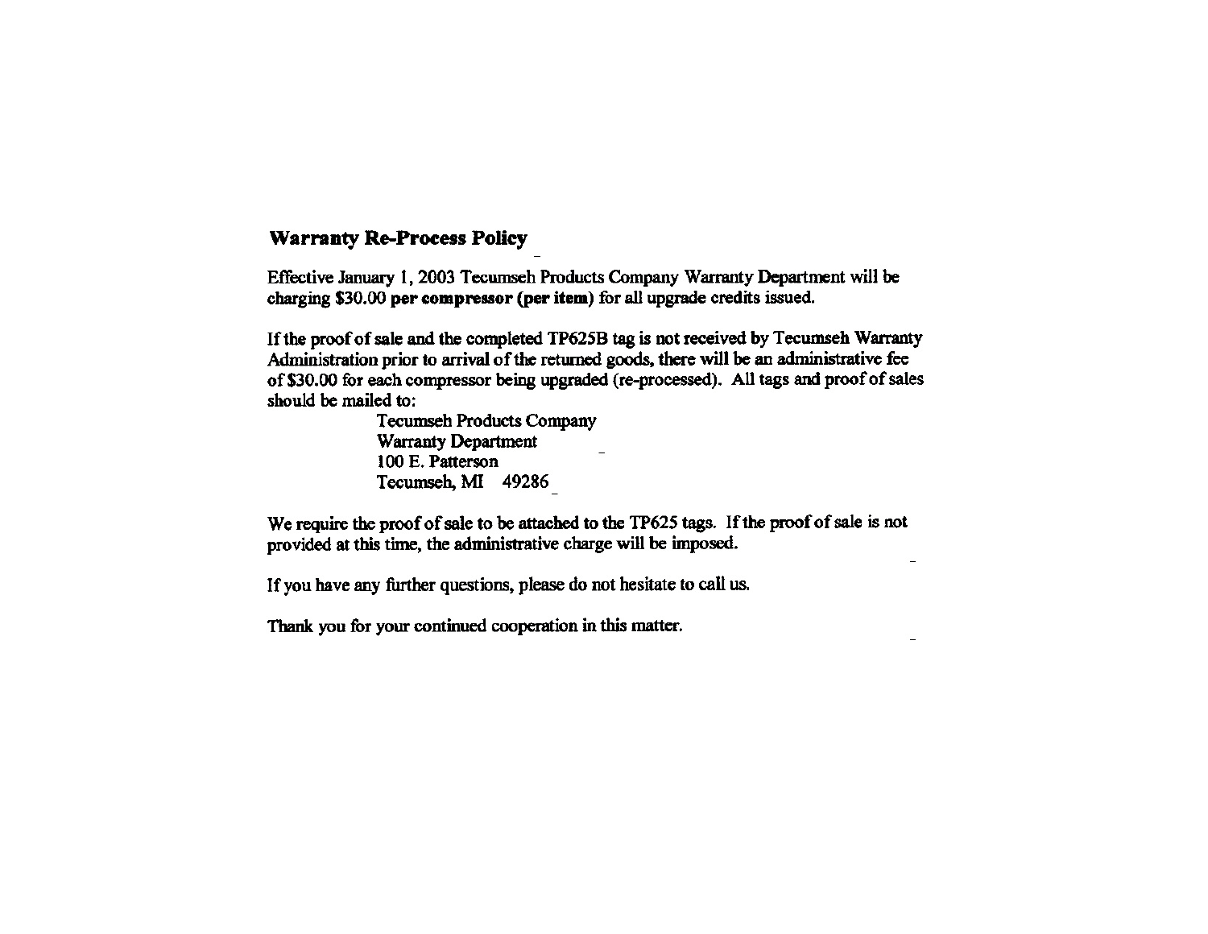## Warranty Re-Process Policy

Effective January 1, 2003 Tecumseh Products Company Warranty Department will be charging $30.00 **per compressor (per item)** for all upgrade credits issued.

If the proof of sale and the completed TP625B tag is not received by Tecumseh Warranty Administration prior to arrival of the returned goods, there will be an administrative fee of $30.00 for each compressor being upgraded (re-processed). All tags and proof of sales should be mailed to:

Tecumseh Products Company
Warranty Department
100 E. Patterson
Tecumseh, MI 49286

We require the proof of sale to be attached to the TP625 tags. If the proof of sale is not provided at this time, the administrative charge will be imposed.

If you have any further questions, please do not hesitate to call us.

Thank you for your continued cooperation in this matter.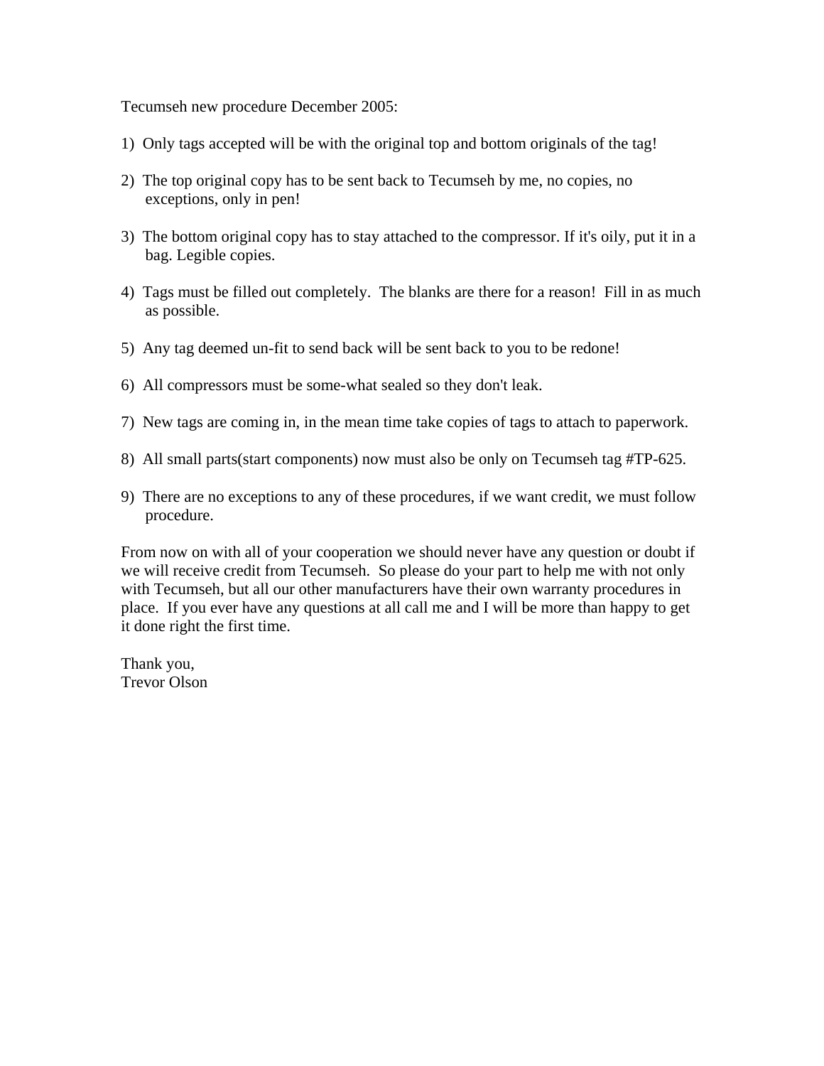Tecumseh new procedure December 2005:

1) Only tags accepted will be with the original top and bottom originals of the tag!

2) The top original copy has to be sent back to Tecumseh by me, no copies, no exceptions, only in pen!

3) The bottom original copy has to stay attached to the compressor. If it's oily, put it in a bag. Legible copies.

4) Tags must be filled out completely. The blanks are there for a reason! Fill in as much as possible.

5) Any tag deemed un-fit to send back will be sent back to you to be redone!

6) All compressors must be some-what sealed so they don't leak.

7) New tags are coming in, in the mean time take copies of tags to attach to paperwork.

8) All small parts(start components) now must also be only on Tecumseh tag #TP-625.

9) There are no exceptions to any of these procedures, if we want credit, we must follow procedure.

From now on with all of your cooperation we should never have any question or doubt if we will receive credit from Tecumseh. So please do your part to help me with not only with Tecumseh, but all our other manufacturers have their own warranty procedures in place. If you ever have any questions at all call me and I will be more than happy to get it done right the first time.

Thank you,
Trevor Olson